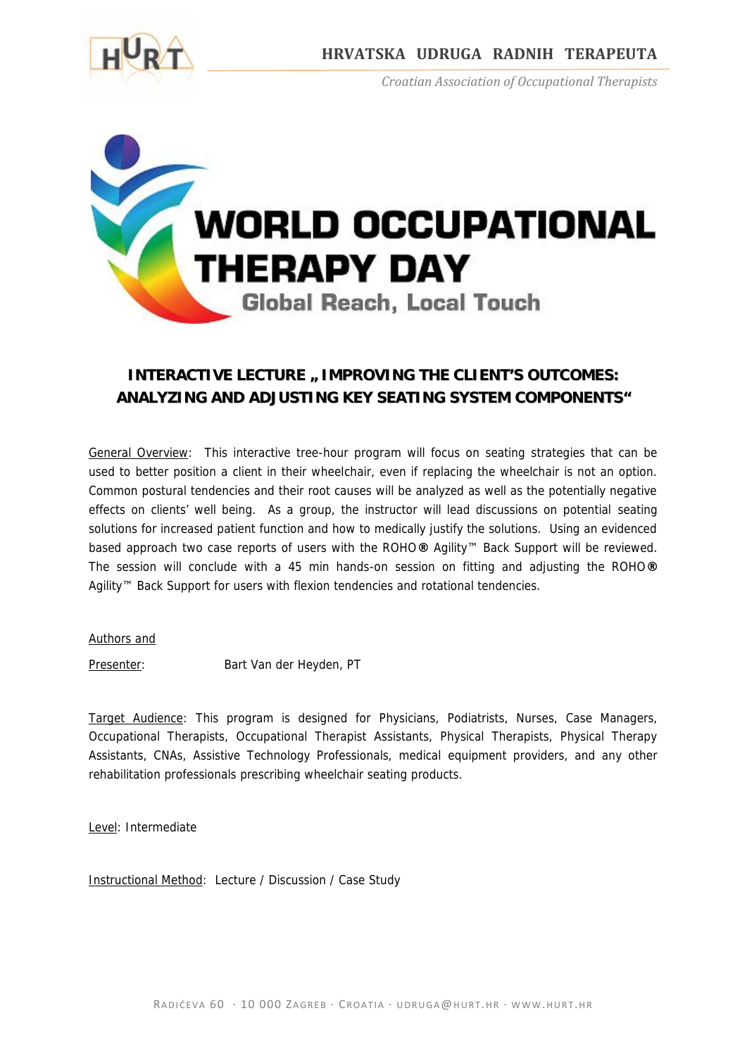# WORLD OCCUPATIONAL THERAPY DAY

### Global Reach, Local Touch

## INTERACTIVE LECTURE „IMPROVING THE CLIENT'S OUTCOMES: ANALYZING AND ADJUSTING KEY SEATING SYSTEM COMPONENTS"

General Overview: This interactive tree-hour program will focus on seating strategies that can be used to better position a client in their wheelchair, even if replacing the wheelchair is not an option. Common postural tendencies and their root causes will be analyzed as well as the potentially negative effects on clients' well being. As a group, the instructor will lead discussions on potential seating solutions for increased patient function and how to medically justify the solutions. Using an evidenced based approach two case reports of users with the ROHO® Agility™ Back Support will be reviewed. The session will conclude with a 45 min hands-on session on fitting and adjusting the ROHO® Agility™ Back Support for users with flexion tendencies and rotational tendencies.

Authors and Presenter: Bart Van der Heyden, PT

Target Audience: This program is designed for Physicians, Podiatrists, Nurses, Case Managers, Occupational Therapists, Occupational Therapist Assistants, Physical Therapists, Physical Therapy Assistants, CNAs, Assistive Technology Professionals, medical equipment providers, and any other rehabilitation professionals prescribing wheelchair seating products.

Level: Intermediate

Instructional Method: Lecture / Discussion / Case Study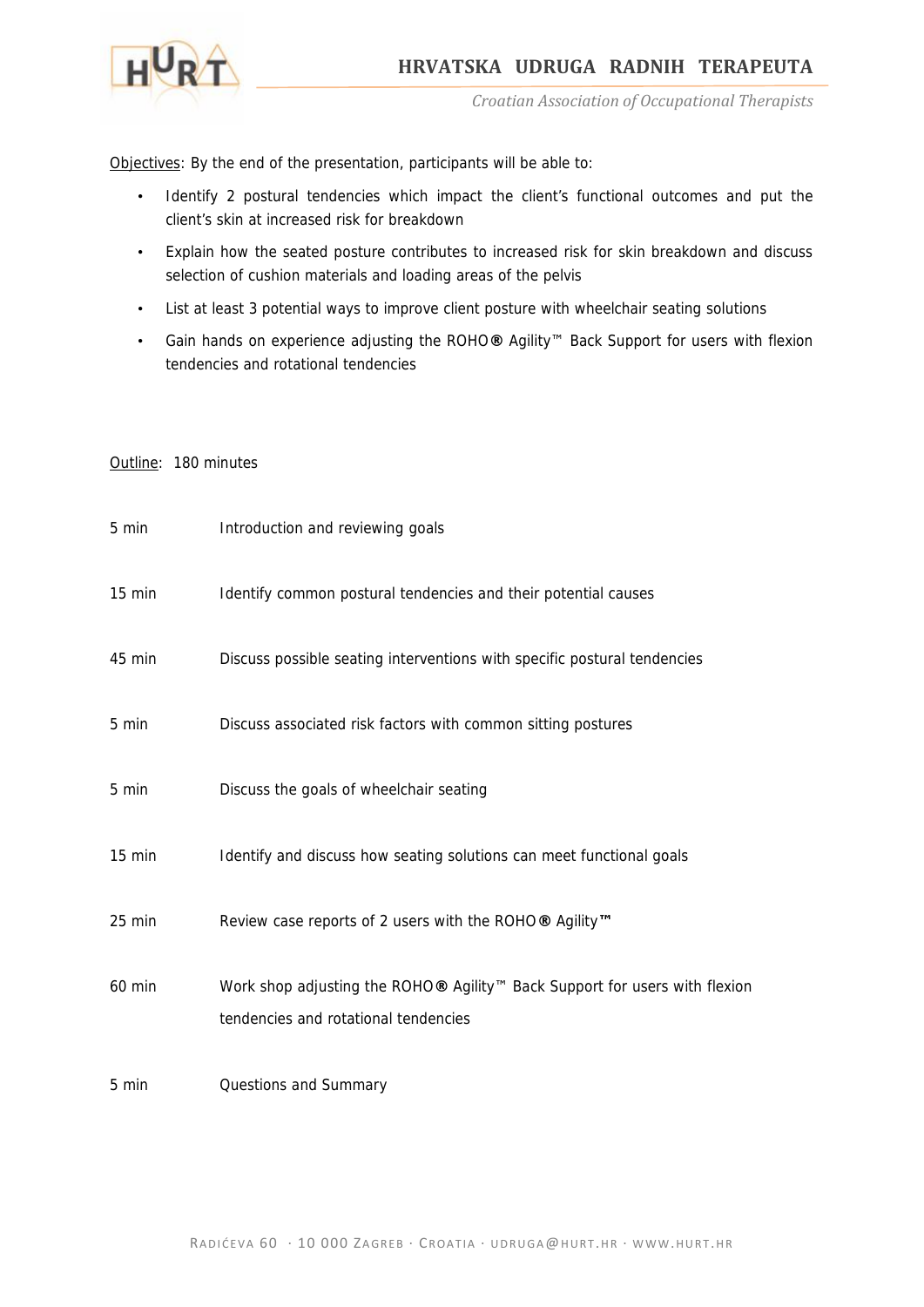Objectives: By the end of the presentation, participants will be able to:

- Identify 2 postural tendencies which impact the client's functional outcomes and put the client's skin at increased risk for breakdown
- Explain how the seated posture contributes to increased risk for skin breakdown and discuss selection of cushion materials and loading areas of the pelvis
- List at least 3 potential ways to improve client posture with wheelchair seating solutions
- Gain hands on experience adjusting the ROHO® Agility™ Back Support for users with flexion tendencies and rotational tendencies

Outline: 180 minutes

| | |
|---|---|
| 5 min | Introduction and reviewing goals |
| 15 min | Identify common postural tendencies and their potential causes |
| 45 min | Discuss possible seating interventions with specific postural tendencies |
| 5 min | Discuss associated risk factors with common sitting postures |
| 5 min | Discuss the goals of wheelchair seating |
| 15 min | Identify and discuss how seating solutions can meet functional goals |
| 25 min | Review case reports of 2 users with the ROHO® Agility™ |
| 60 min | Work shop adjusting the ROHO® Agility™ Back Support for users with flexion tendencies and rotational tendencies |
| 5 min | Questions and Summary |